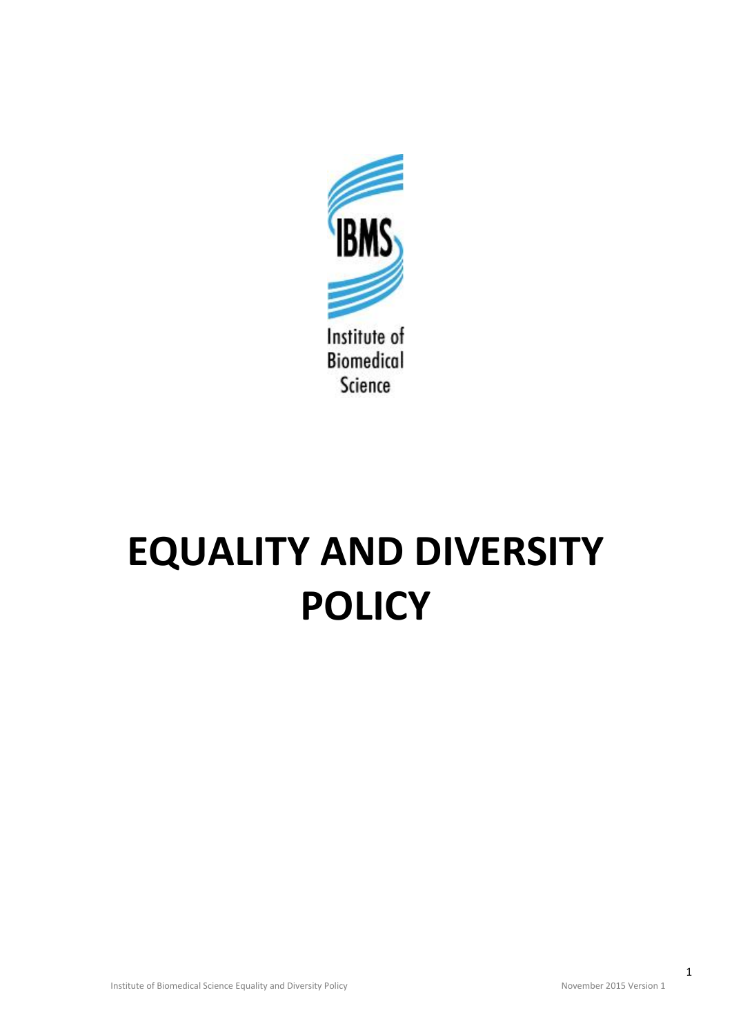IBMS

Institute of Biomedical Science

# EQUALITY AND DIVERSITY POLICY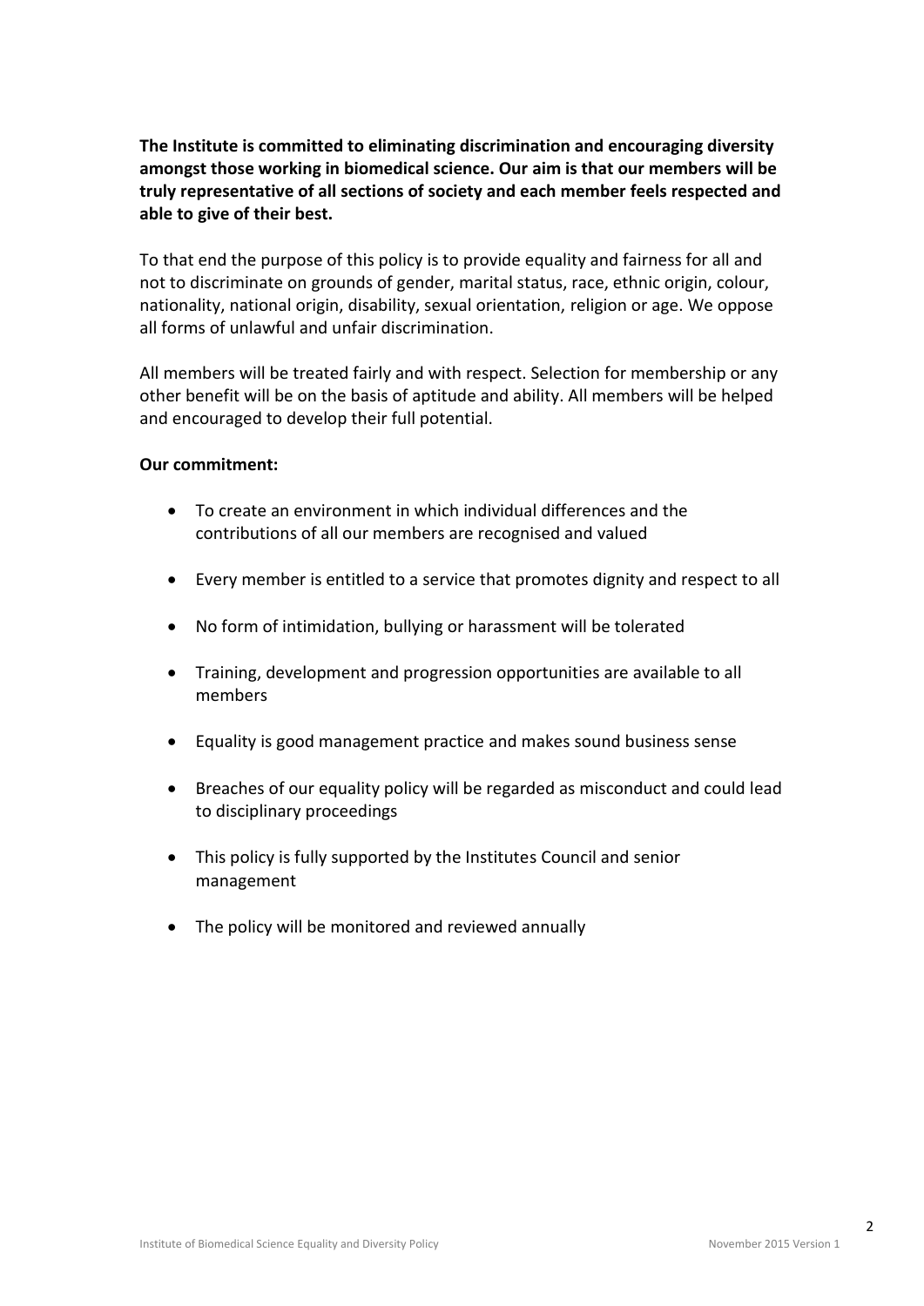**The Institute is committed to eliminating discrimination and encouraging diversity amongst those working in biomedical science. Our aim is that our members will be truly representative of all sections of society and each member feels respected and able to give of their best.**

To that end the purpose of this policy is to provide equality and fairness for all and not to discriminate on grounds of gender, marital status, race, ethnic origin, colour, nationality, national origin, disability, sexual orientation, religion or age. We oppose all forms of unlawful and unfair discrimination.

All members will be treated fairly and with respect. Selection for membership or any other benefit will be on the basis of aptitude and ability. All members will be helped and encouraged to develop their full potential.

**Our commitment:**

- To create an environment in which individual differences and the contributions of all our members are recognised and valued
- Every member is entitled to a service that promotes dignity and respect to all
- No form of intimidation, bullying or harassment will be tolerated
- Training, development and progression opportunities are available to all members
- Equality is good management practice and makes sound business sense
- Breaches of our equality policy will be regarded as misconduct and could lead to disciplinary proceedings
- This policy is fully supported by the Institutes Council and senior management
- The policy will be monitored and reviewed annually